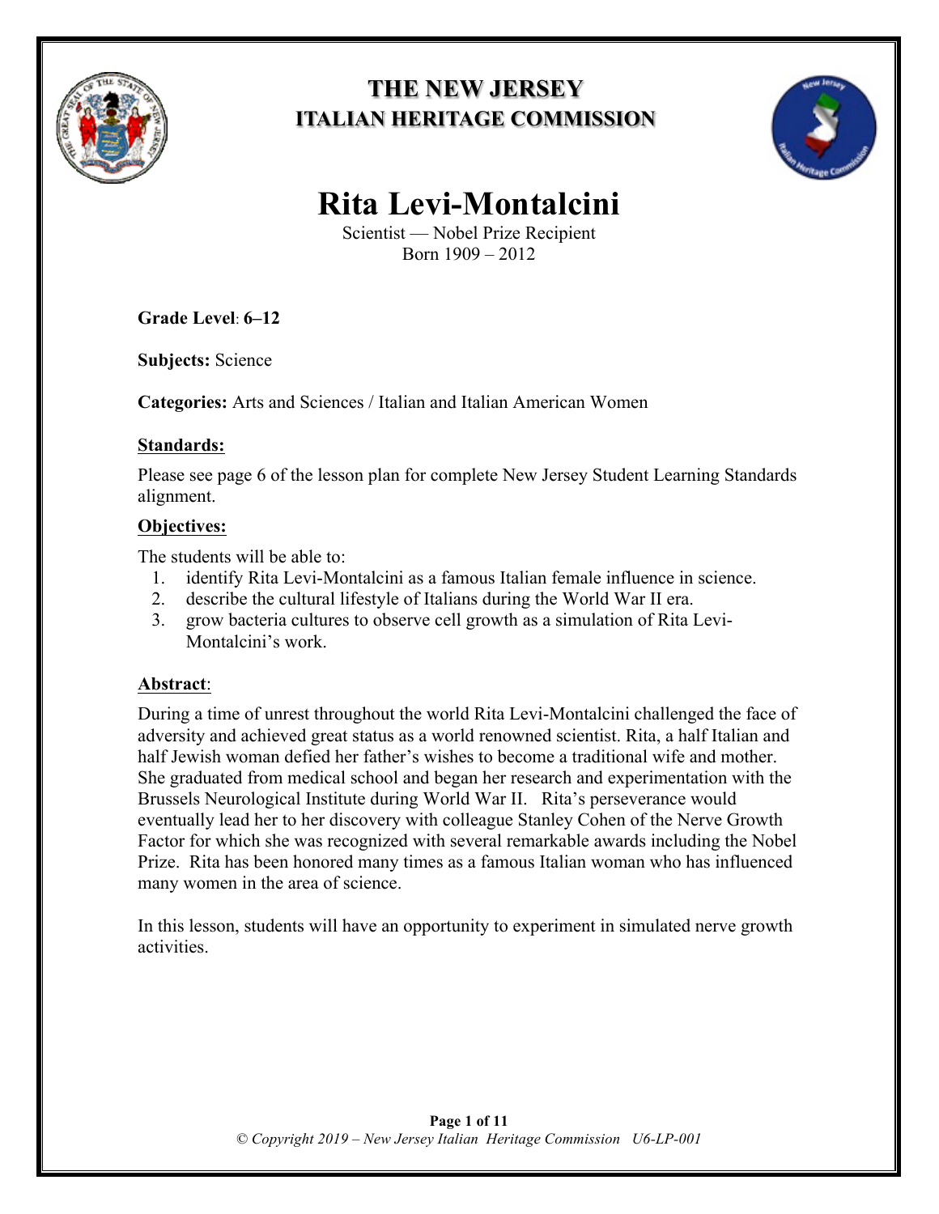## THE NEW JERSEY
## ITALIAN HERITAGE COMMISSION

# Rita Levi-Montalcini

Scientist — Nobel Prize Recipient
Born 1909 – 2012

**Grade Level**: **6–12**

**Subjects:** Science

**Categories:** Arts and Sciences / Italian and Italian American Women

**Standards:**

Please see page 6 of the lesson plan for complete New Jersey Student Learning Standards alignment.

**Objectives:**

The students will be able to:

1. identify Rita Levi-Montalcini as a famous Italian female influence in science.
2. describe the cultural lifestyle of Italians during the World War II era.
3. grow bacteria cultures to observe cell growth as a simulation of Rita Levi-Montalcini's work.

**Abstract**:

During a time of unrest throughout the world Rita Levi-Montalcini challenged the face of adversity and achieved great status as a world renowned scientist. Rita, a half Italian and half Jewish woman defied her father's wishes to become a traditional wife and mother. She graduated from medical school and began her research and experimentation with the Brussels Neurological Institute during World War II. Rita's perseverance would eventually lead her to her discovery with colleague Stanley Cohen of the Nerve Growth Factor for which she was recognized with several remarkable awards including the Nobel Prize. Rita has been honored many times as a famous Italian woman who has influenced many women in the area of science.

In this lesson, students will have an opportunity to experiment in simulated nerve growth activities.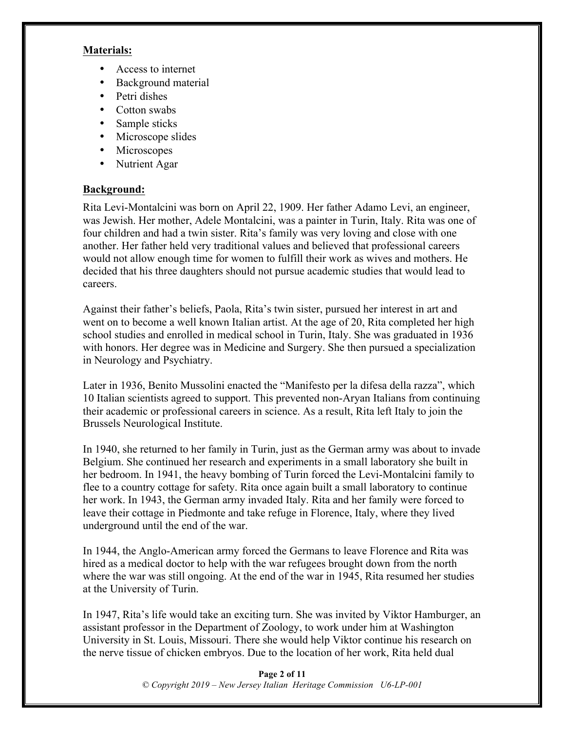**Materials:**

- Access to internet
- Background material
- Petri dishes
- Cotton swabs
- Sample sticks
- Microscope slides
- Microscopes
- Nutrient Agar

**Background:**

Rita Levi-Montalcini was born on April 22, 1909. Her father Adamo Levi, an engineer, was Jewish. Her mother, Adele Montalcini, was a painter in Turin, Italy. Rita was one of four children and had a twin sister. Rita's family was very loving and close with one another. Her father held very traditional values and believed that professional careers would not allow enough time for women to fulfill their work as wives and mothers. He decided that his three daughters should not pursue academic studies that would lead to careers.

Against their father's beliefs, Paola, Rita's twin sister, pursued her interest in art and went on to become a well known Italian artist. At the age of 20, Rita completed her high school studies and enrolled in medical school in Turin, Italy. She was graduated in 1936 with honors. Her degree was in Medicine and Surgery. She then pursued a specialization in Neurology and Psychiatry.

Later in 1936, Benito Mussolini enacted the "Manifesto per la difesa della razza", which 10 Italian scientists agreed to support. This prevented non-Aryan Italians from continuing their academic or professional careers in science. As a result, Rita left Italy to join the Brussels Neurological Institute.

In 1940, she returned to her family in Turin, just as the German army was about to invade Belgium. She continued her research and experiments in a small laboratory she built in her bedroom. In 1941, the heavy bombing of Turin forced the Levi-Montalcini family to flee to a country cottage for safety. Rita once again built a small laboratory to continue her work. In 1943, the German army invaded Italy. Rita and her family were forced to leave their cottage in Piedmonte and take refuge in Florence, Italy, where they lived underground until the end of the war.

In 1944, the Anglo-American army forced the Germans to leave Florence and Rita was hired as a medical doctor to help with the war refugees brought down from the north where the war was still ongoing. At the end of the war in 1945, Rita resumed her studies at the University of Turin.

In 1947, Rita's life would take an exciting turn. She was invited by Viktor Hamburger, an assistant professor in the Department of Zoology, to work under him at Washington University in St. Louis, Missouri. There she would help Viktor continue his research on the nerve tissue of chicken embryos. Due to the location of her work, Rita held dual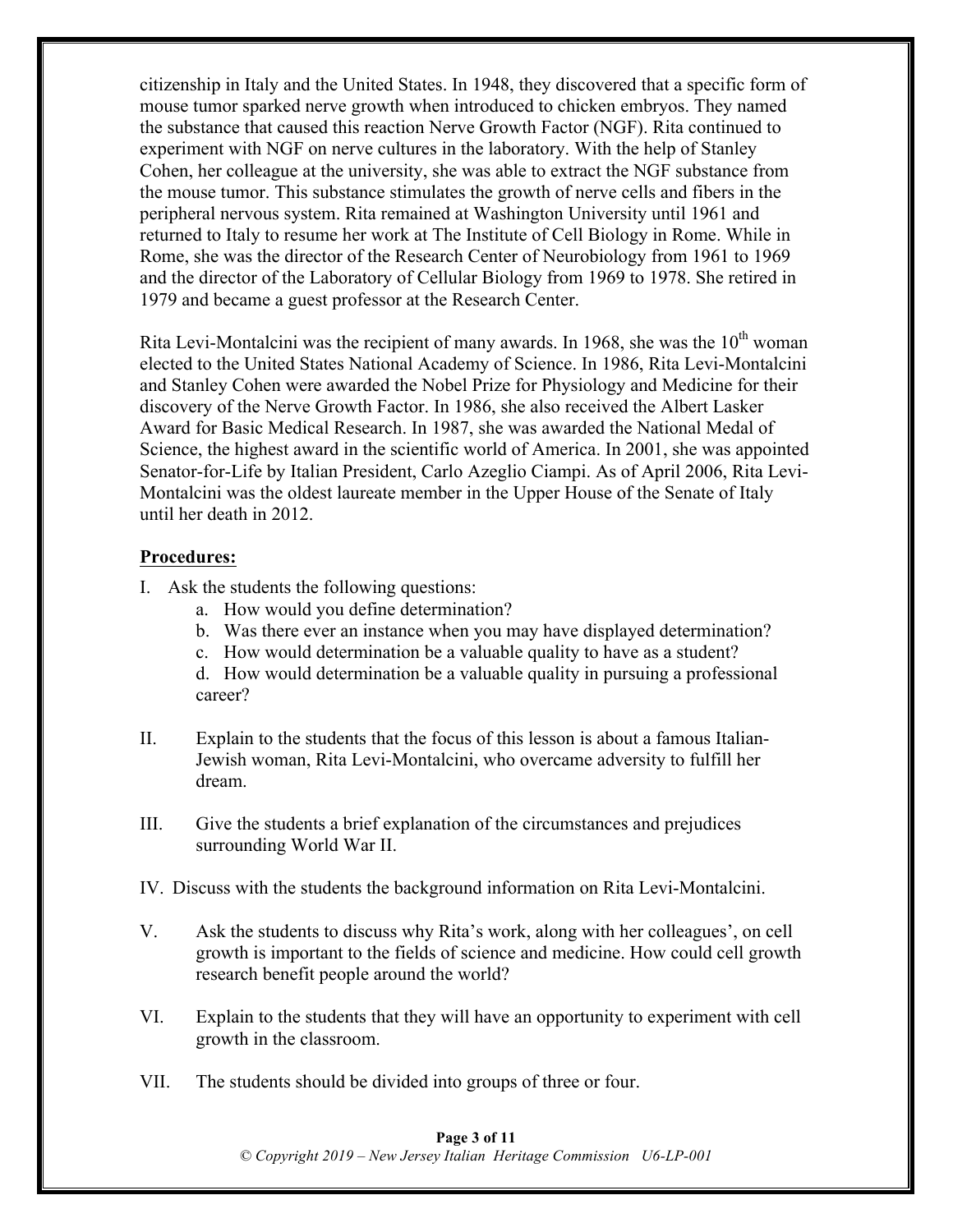citizenship in Italy and the United States. In 1948, they discovered that a specific form of mouse tumor sparked nerve growth when introduced to chicken embryos. They named the substance that caused this reaction Nerve Growth Factor (NGF). Rita continued to experiment with NGF on nerve cultures in the laboratory. With the help of Stanley Cohen, her colleague at the university, she was able to extract the NGF substance from the mouse tumor. This substance stimulates the growth of nerve cells and fibers in the peripheral nervous system. Rita remained at Washington University until 1961 and returned to Italy to resume her work at The Institute of Cell Biology in Rome. While in Rome, she was the director of the Research Center of Neurobiology from 1961 to 1969 and the director of the Laboratory of Cellular Biology from 1969 to 1978. She retired in 1979 and became a guest professor at the Research Center.

Rita Levi-Montalcini was the recipient of many awards. In 1968, she was the 10th woman elected to the United States National Academy of Science. In 1986, Rita Levi-Montalcini and Stanley Cohen were awarded the Nobel Prize for Physiology and Medicine for their discovery of the Nerve Growth Factor. In 1986, she also received the Albert Lasker Award for Basic Medical Research. In 1987, she was awarded the National Medal of Science, the highest award in the scientific world of America. In 2001, she was appointed Senator-for-Life by Italian President, Carlo Azeglio Ciampi. As of April 2006, Rita Levi-Montalcini was the oldest laureate member in the Upper House of the Senate of Italy until her death in 2012.

**Procedures:**

I. Ask the students the following questions:
   a. How would you define determination?
   b. Was there ever an instance when you may have displayed determination?
   c. How would determination be a valuable quality to have as a student?
   d. How would determination be a valuable quality in pursuing a professional career?

II. Explain to the students that the focus of this lesson is about a famous Italian-Jewish woman, Rita Levi-Montalcini, who overcame adversity to fulfill her dream.

III. Give the students a brief explanation of the circumstances and prejudices surrounding World War II.

IV. Discuss with the students the background information on Rita Levi-Montalcini.

V. Ask the students to discuss why Rita's work, along with her colleagues', on cell growth is important to the fields of science and medicine. How could cell growth research benefit people around the world?

VI. Explain to the students that they will have an opportunity to experiment with cell growth in the classroom.

VII. The students should be divided into groups of three or four.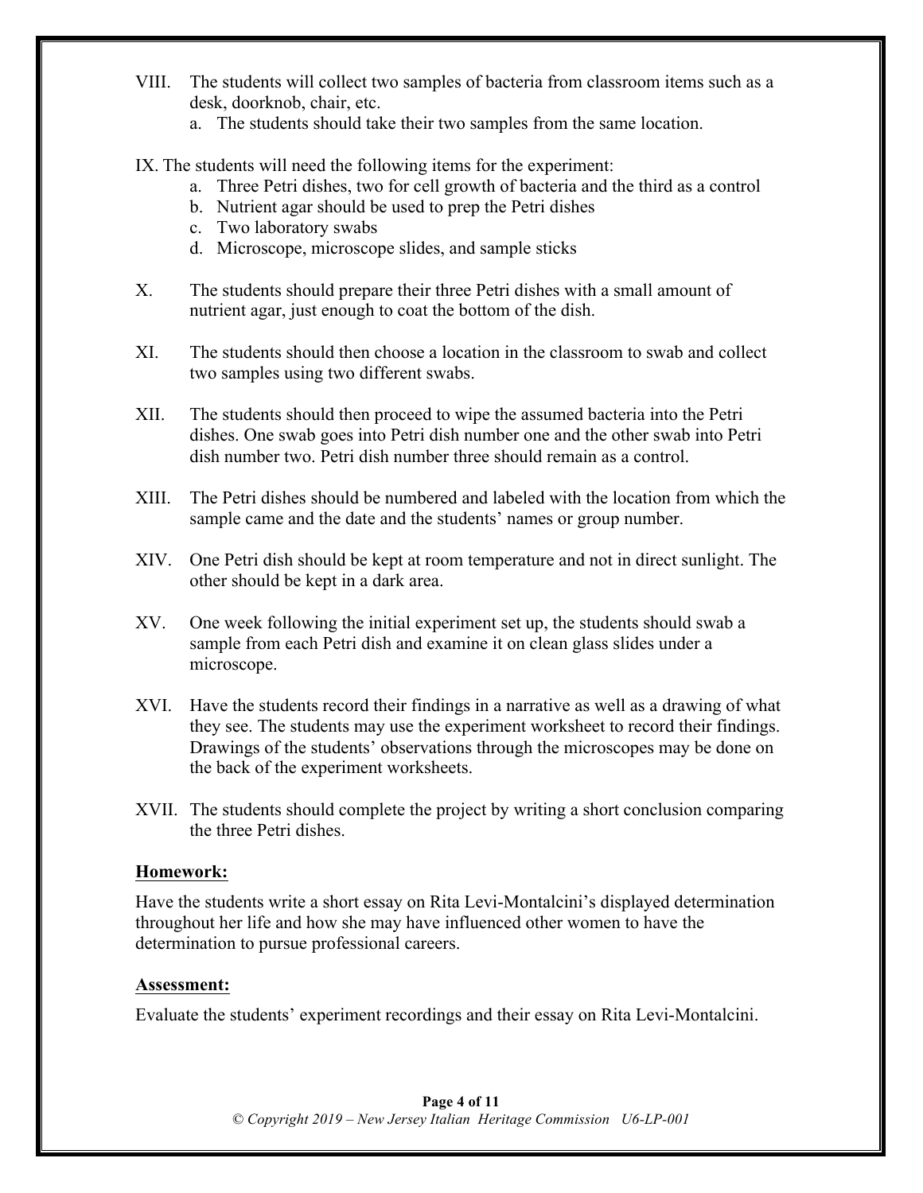VIII. The students will collect two samples of bacteria from classroom items such as a desk, doorknob, chair, etc.
   a. The students should take their two samples from the same location.

IX. The students will need the following items for the experiment:
   a. Three Petri dishes, two for cell growth of bacteria and the third as a control
   b. Nutrient agar should be used to prep the Petri dishes
   c. Two laboratory swabs
   d. Microscope, microscope slides, and sample sticks

X. The students should prepare their three Petri dishes with a small amount of nutrient agar, just enough to coat the bottom of the dish.

XI. The students should then choose a location in the classroom to swab and collect two samples using two different swabs.

XII. The students should then proceed to wipe the assumed bacteria into the Petri dishes. One swab goes into Petri dish number one and the other swab into Petri dish number two. Petri dish number three should remain as a control.

XIII. The Petri dishes should be numbered and labeled with the location from which the sample came and the date and the students' names or group number.

XIV. One Petri dish should be kept at room temperature and not in direct sunlight. The other should be kept in a dark area.

XV. One week following the initial experiment set up, the students should swab a sample from each Petri dish and examine it on clean glass slides under a microscope.

XVI. Have the students record their findings in a narrative as well as a drawing of what they see. The students may use the experiment worksheet to record their findings. Drawings of the students' observations through the microscopes may be done on the back of the experiment worksheets.

XVII. The students should complete the project by writing a short conclusion comparing the three Petri dishes.

**Homework:**

Have the students write a short essay on Rita Levi-Montalcini's displayed determination throughout her life and how she may have influenced other women to have the determination to pursue professional careers.

**Assessment:**

Evaluate the students' experiment recordings and their essay on Rita Levi-Montalcini.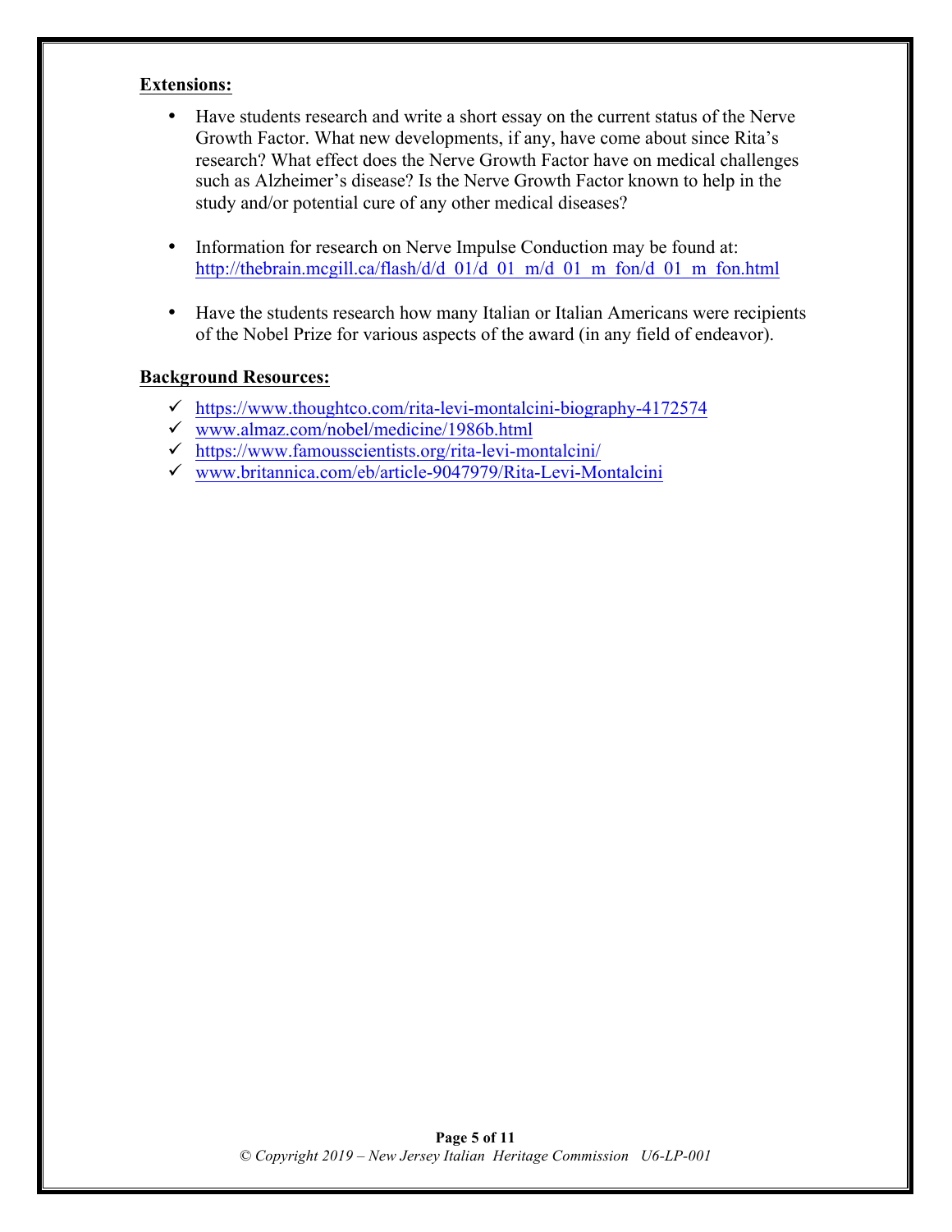**Extensions:**

- Have students research and write a short essay on the current status of the Nerve Growth Factor. What new developments, if any, have come about since Rita's research? What effect does the Nerve Growth Factor have on medical challenges such as Alzheimer's disease? Is the Nerve Growth Factor known to help in the study and/or potential cure of any other medical diseases?

- Information for research on Nerve Impulse Conduction may be found at: http://thebrain.mcgill.ca/flash/d/d_01/d_01_m/d_01_m_fon/d_01_m_fon.html

- Have the students research how many Italian or Italian Americans were recipients of the Nobel Prize for various aspects of the award (in any field of endeavor).

**Background Resources:**

- ✓ https://www.thoughtco.com/rita-levi-montalcini-biography-4172574
- ✓ www.almaz.com/nobel/medicine/1986b.html
- ✓ https://www.famousscientists.org/rita-levi-montalcini/
- ✓ www.britannica.com/eb/article-9047979/Rita-Levi-Montalcini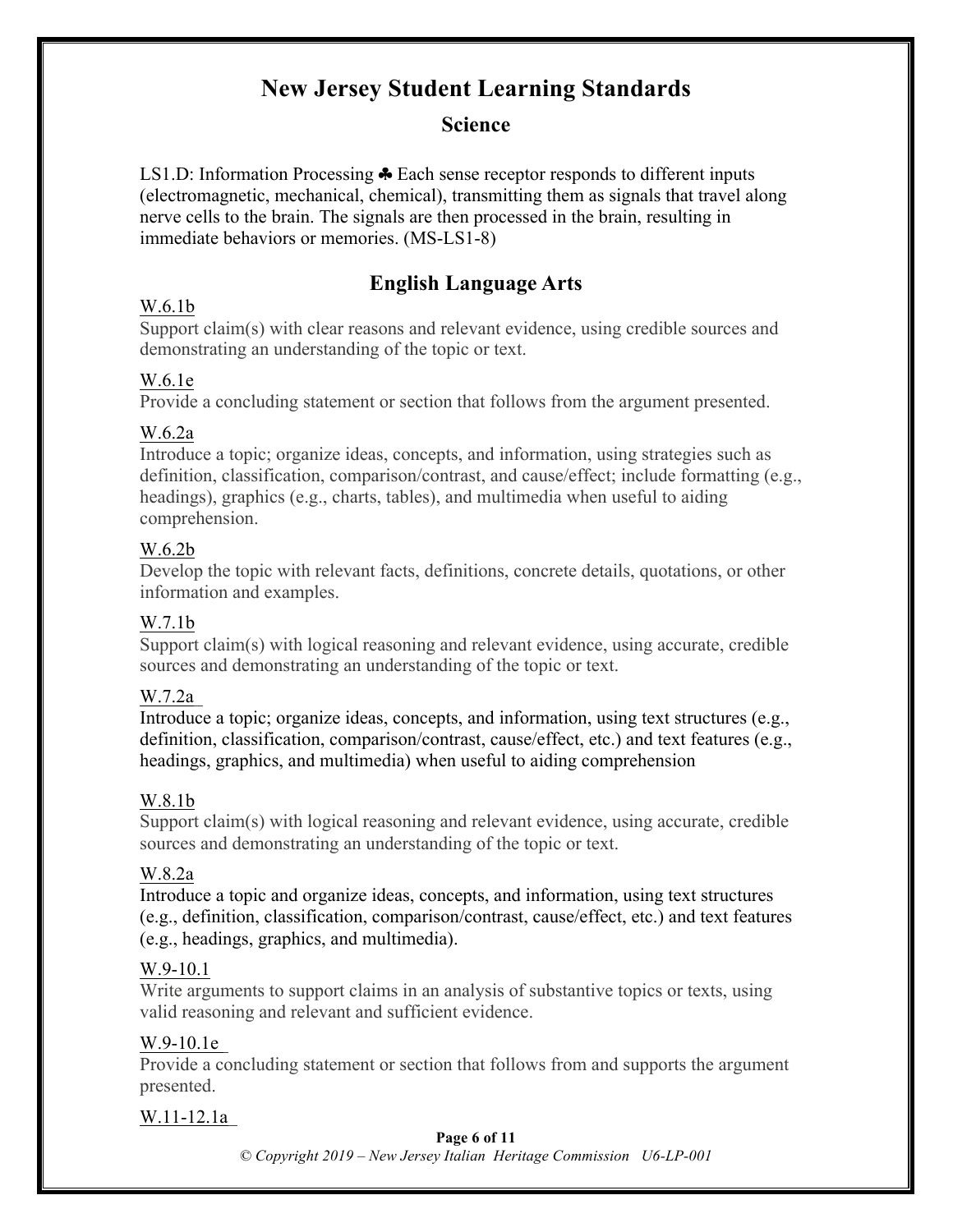# New Jersey Student Learning Standards

## Science

LS1.D: Information Processing ♣ Each sense receptor responds to different inputs (electromagnetic, mechanical, chemical), transmitting them as signals that travel along nerve cells to the brain. The signals are then processed in the brain, resulting in immediate behaviors or memories. (MS-LS1-8)

## English Language Arts

W.6.1b
Support claim(s) with clear reasons and relevant evidence, using credible sources and demonstrating an understanding of the topic or text.

W.6.1e
Provide a concluding statement or section that follows from the argument presented.

W.6.2a
Introduce a topic; organize ideas, concepts, and information, using strategies such as definition, classification, comparison/contrast, and cause/effect; include formatting (e.g., headings), graphics (e.g., charts, tables), and multimedia when useful to aiding comprehension.

W.6.2b
Develop the topic with relevant facts, definitions, concrete details, quotations, or other information and examples.

W.7.1b
Support claim(s) with logical reasoning and relevant evidence, using accurate, credible sources and demonstrating an understanding of the topic or text.

W.7.2a
Introduce a topic; organize ideas, concepts, and information, using text structures (e.g., definition, classification, comparison/contrast, cause/effect, etc.) and text features (e.g., headings, graphics, and multimedia) when useful to aiding comprehension

W.8.1b
Support claim(s) with logical reasoning and relevant evidence, using accurate, credible sources and demonstrating an understanding of the topic or text.

W.8.2a
Introduce a topic and organize ideas, concepts, and information, using text structures (e.g., definition, classification, comparison/contrast, cause/effect, etc.) and text features (e.g., headings, graphics, and multimedia).

W.9-10.1
Write arguments to support claims in an analysis of substantive topics or texts, using valid reasoning and relevant and sufficient evidence.

W.9-10.1e
Provide a concluding statement or section that follows from and supports the argument presented.

W.11-12.1a

*© Copyright 2019 – New Jersey Italian Heritage Commission U6-LP-001*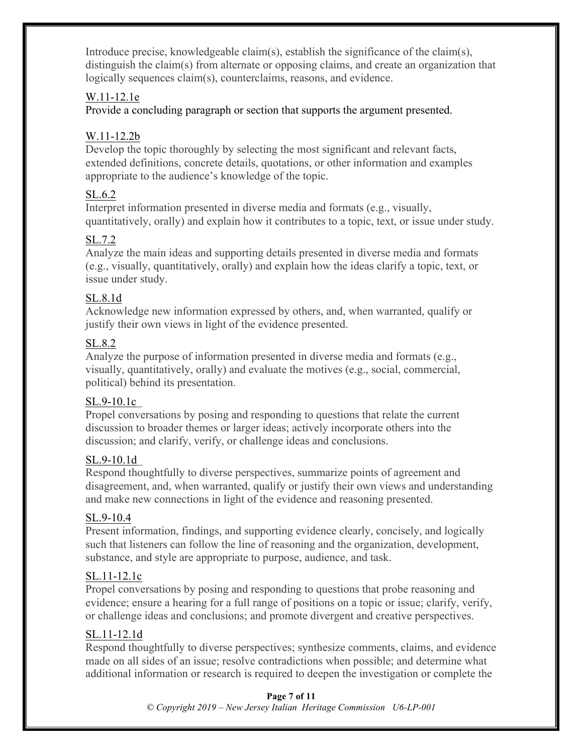Introduce precise, knowledgeable claim(s), establish the significance of the claim(s), distinguish the claim(s) from alternate or opposing claims, and create an organization that logically sequences claim(s), counterclaims, reasons, and evidence.

W.11-12.1e
Provide a concluding paragraph or section that supports the argument presented.

W.11-12.2b
Develop the topic thoroughly by selecting the most significant and relevant facts, extended definitions, concrete details, quotations, or other information and examples appropriate to the audience's knowledge of the topic.

SL.6.2
Interpret information presented in diverse media and formats (e.g., visually, quantitatively, orally) and explain how it contributes to a topic, text, or issue under study.

SL.7.2
Analyze the main ideas and supporting details presented in diverse media and formats (e.g., visually, quantitatively, orally) and explain how the ideas clarify a topic, text, or issue under study.

SL.8.1d
Acknowledge new information expressed by others, and, when warranted, qualify or justify their own views in light of the evidence presented.

SL.8.2
Analyze the purpose of information presented in diverse media and formats (e.g., visually, quantitatively, orally) and evaluate the motives (e.g., social, commercial, political) behind its presentation.

SL.9-10.1c
Propel conversations by posing and responding to questions that relate the current discussion to broader themes or larger ideas; actively incorporate others into the discussion; and clarify, verify, or challenge ideas and conclusions.

SL.9-10.1d
Respond thoughtfully to diverse perspectives, summarize points of agreement and disagreement, and, when warranted, qualify or justify their own views and understanding and make new connections in light of the evidence and reasoning presented.

SL.9-10.4
Present information, findings, and supporting evidence clearly, concisely, and logically such that listeners can follow the line of reasoning and the organization, development, substance, and style are appropriate to purpose, audience, and task.

SL.11-12.1c
Propel conversations by posing and responding to questions that probe reasoning and evidence; ensure a hearing for a full range of positions on a topic or issue; clarify, verify, or challenge ideas and conclusions; and promote divergent and creative perspectives.

SL.11-12.1d
Respond thoughtfully to diverse perspectives; synthesize comments, claims, and evidence made on all sides of an issue; resolve contradictions when possible; and determine what additional information or research is required to deepen the investigation or complete the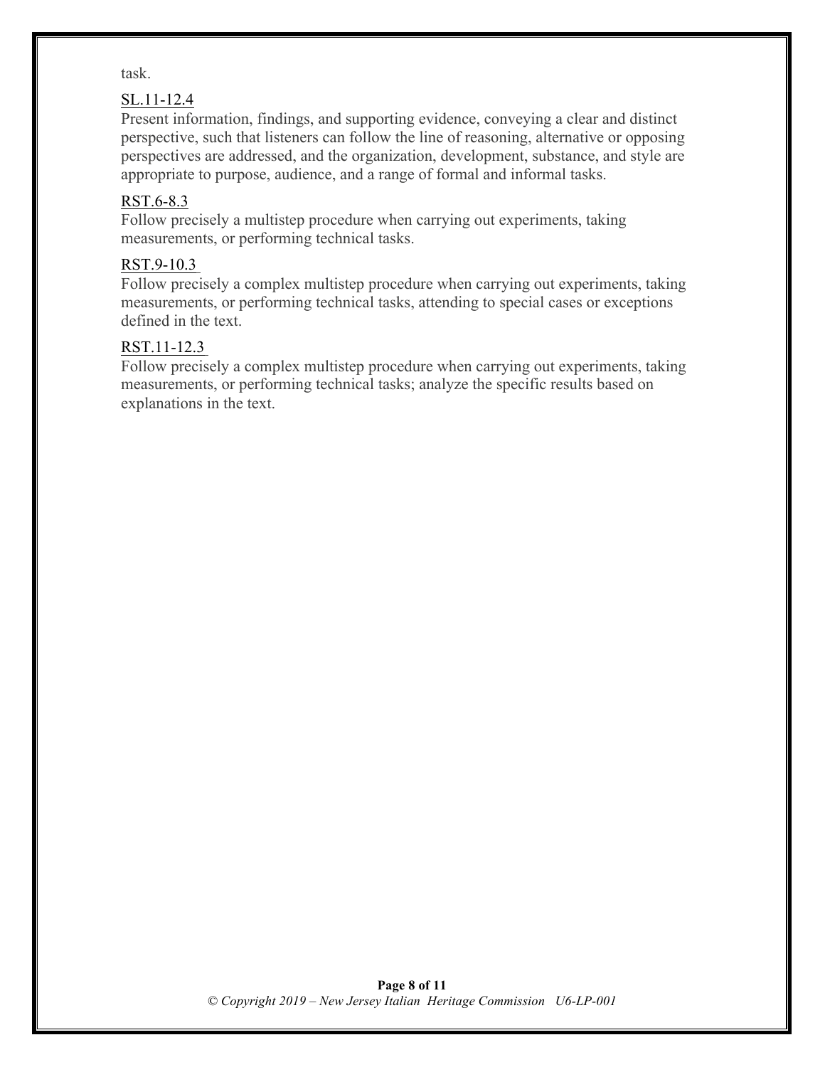task.

SL.11-12.4

Present information, findings, and supporting evidence, conveying a clear and distinct perspective, such that listeners can follow the line of reasoning, alternative or opposing perspectives are addressed, and the organization, development, substance, and style are appropriate to purpose, audience, and a range of formal and informal tasks.

RST.6-8.3

Follow precisely a multistep procedure when carrying out experiments, taking measurements, or performing technical tasks.

RST.9-10.3

Follow precisely a complex multistep procedure when carrying out experiments, taking measurements, or performing technical tasks, attending to special cases or exceptions defined in the text.

RST.11-12.3

Follow precisely a complex multistep procedure when carrying out experiments, taking measurements, or performing technical tasks; analyze the specific results based on explanations in the text.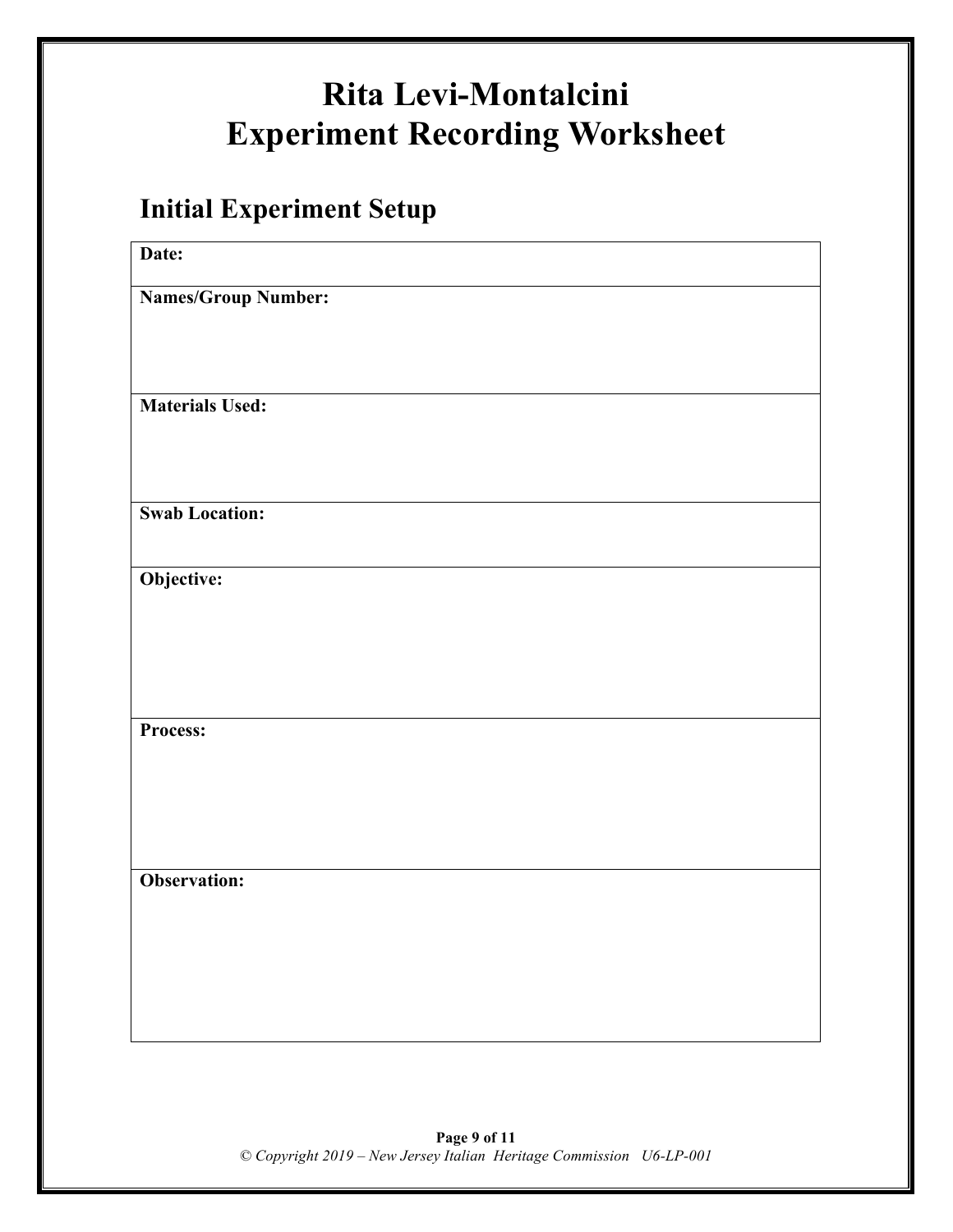# Rita Levi-Montalcini
# Experiment Recording Worksheet

## Initial Experiment Setup

| **Date:** |
|---|
| **Names/Group Number:** |
| **Materials Used:** |
| **Swab Location:** |
| **Objective:** |
| **Process:** |
| **Observation:** |

*© Copyright 2019 – New Jersey Italian Heritage Commission U6-LP-001*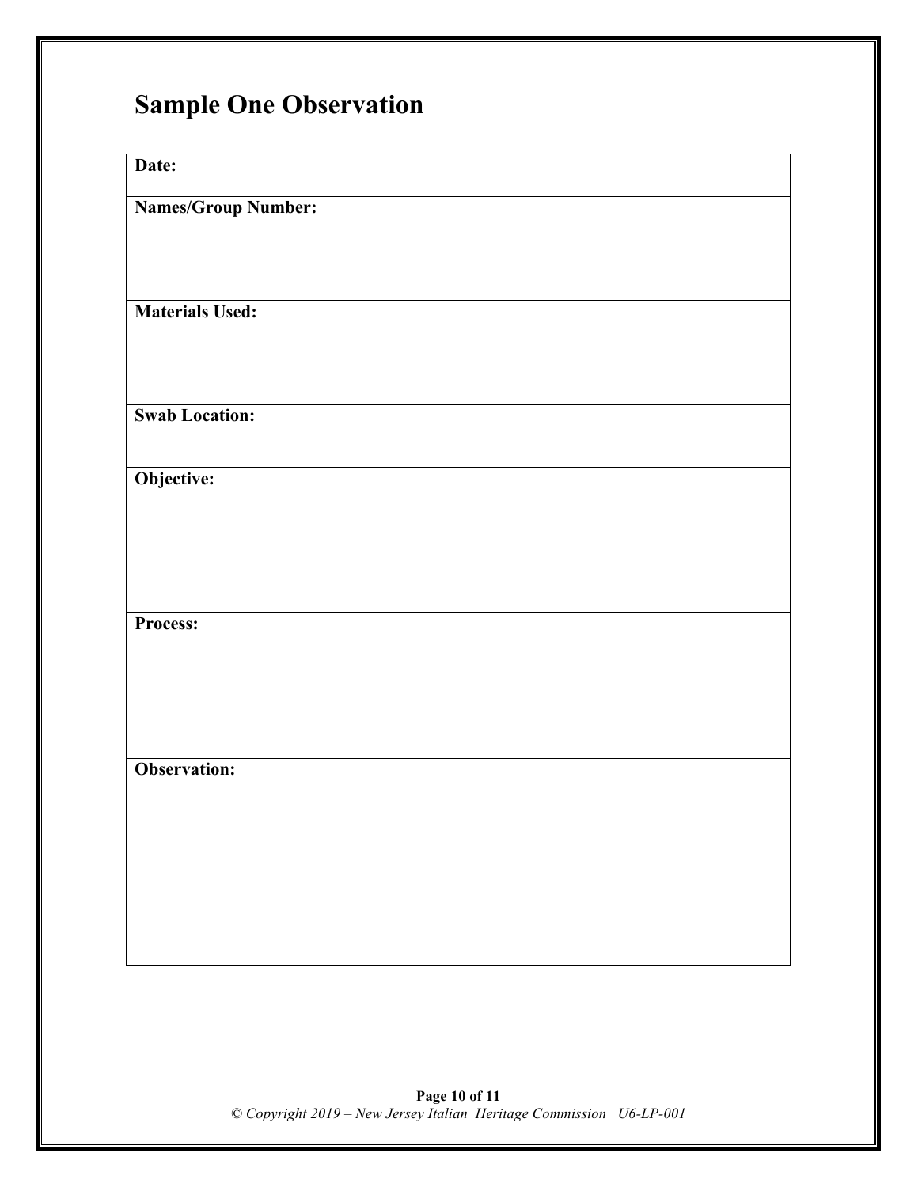# Sample One Observation

| **Date:** |
|---|
| **Names/Group Number:** |
| **Materials Used:** |
| **Swab Location:** |
| **Objective:** |
| **Process:** |
| **Observation:** |

*© Copyright 2019 – New Jersey Italian Heritage Commission U6-LP-001*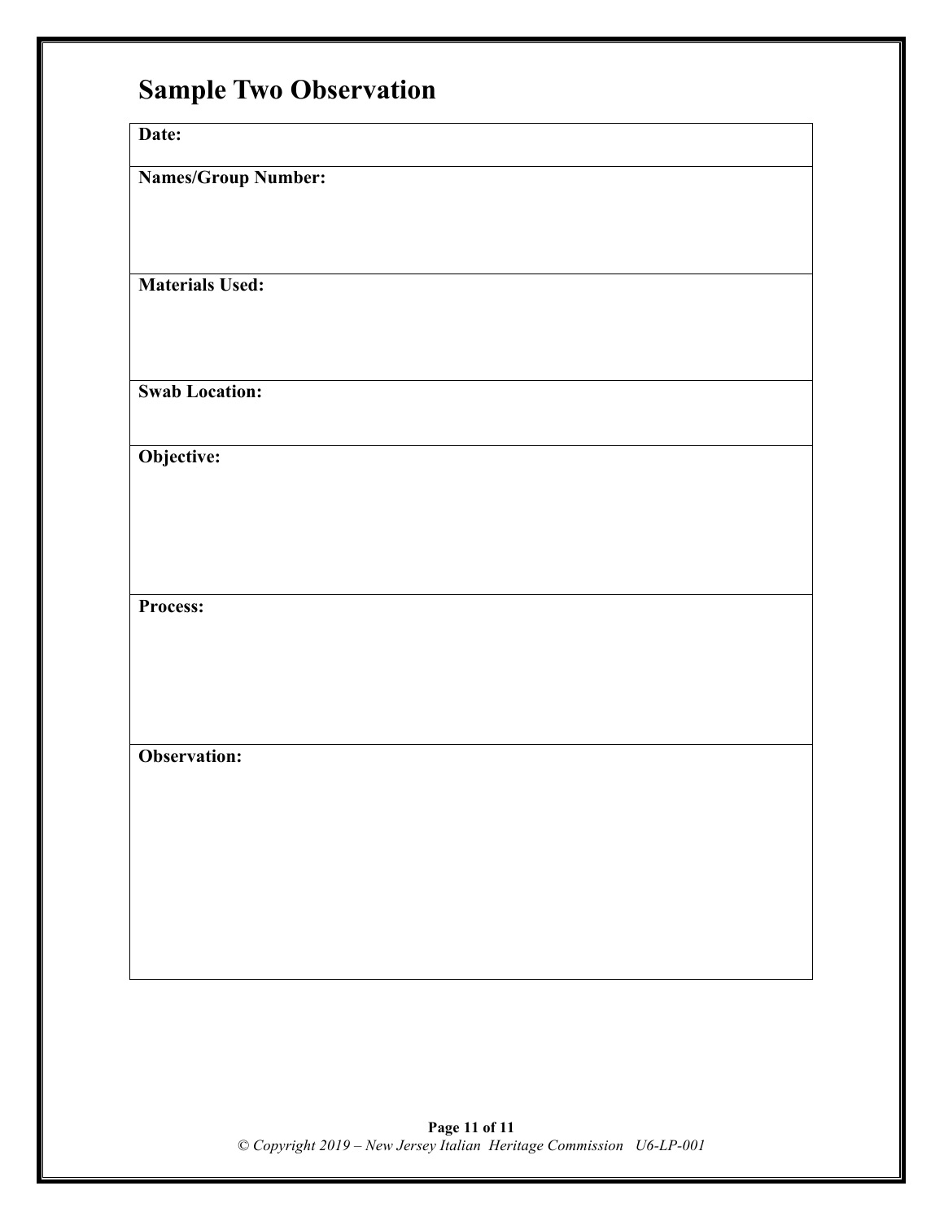## Sample Two Observation

| |
|---|
| **Date:** |
| **Names/Group Number:** |
| **Materials Used:** |
| **Swab Location:** |
| **Objective:** |
| **Process:** |
| **Observation:** |

*© Copyright 2019 – New Jersey Italian Heritage Commission U6-LP-001*